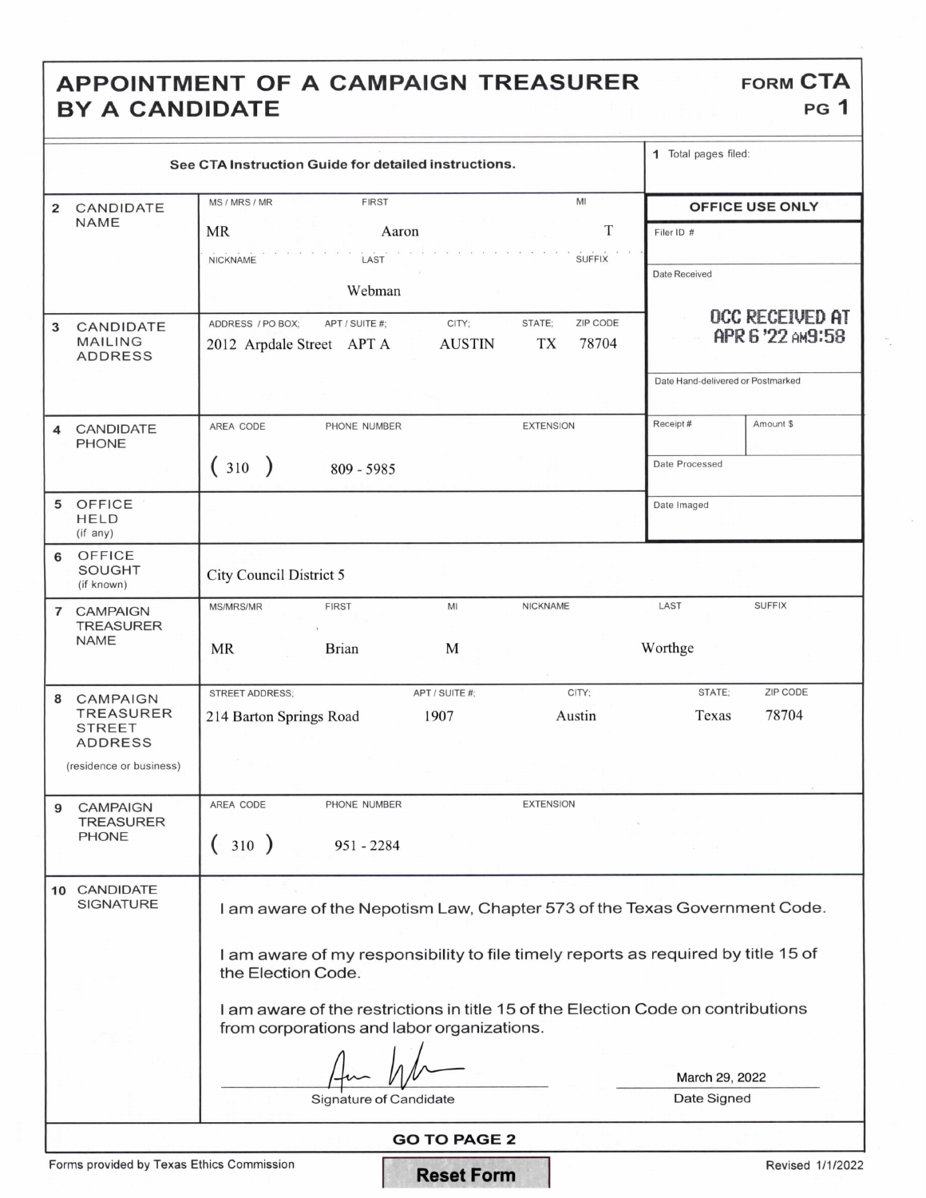# APPOINTMENT OF A CAMPAIGN TREASURER BY A CANDIDATE

**FORM CTA**
**PG 1**

**See CTA Instruction Guide for detailed instructions.**

**1** Total pages filed:

| OFFICE USE ONLY | |
|---|---|
| Filer ID # | |
| Date Received | OCC RECEIVED AT APR 6 '22 AM9:58 |
| Date Hand-delivered or Postmarked | |
| Receipt # | Amount $ |
| Date Processed | |
| Date Imaged | |

| Field | | | | | | |
|---|---|---|---|---|---|---|
| **2 CANDIDATE NAME** | MS / MRS / MR: MR | FIRST: Aaron | MI: T | | | |
| | NICKNAME: | LAST: Webman | SUFFIX: | | | |
| **3 CANDIDATE MAILING ADDRESS** | ADDRESS / PO BOX: 2012 Arpdale Street | APT / SUITE #: APT A | CITY: AUSTIN | STATE: TX | ZIP CODE: 78704 | |
| **4 CANDIDATE PHONE** | AREA CODE: (310) | PHONE NUMBER: 809 - 5985 | EXTENSION: | | | |
| **5 OFFICE HELD** (if any) | | | | | | |
| **6 OFFICE SOUGHT** (if known) | City Council District 5 | | | | | |
| **7 CAMPAIGN TREASURER NAME** | MS/MRS/MR: MR | FIRST: Brian | MI: M | NICKNAME: | LAST: Worthge | SUFFIX: |
| **8 CAMPAIGN TREASURER STREET ADDRESS** (residence or business) | STREET ADDRESS: 214 Barton Springs Road | APT / SUITE #: 1907 | CITY: Austin | STATE: Texas | ZIP CODE: 78704 | |
| **9 CAMPAIGN TREASURER PHONE** | AREA CODE: (310) | PHONE NUMBER: 951 - 2284 | EXTENSION: | | | |

**10 CANDIDATE SIGNATURE**

I am aware of the Nepotism Law, Chapter 573 of the Texas Government Code.

I am aware of my responsibility to file timely reports as required by title 15 of the Election Code.

I am aware of the restrictions in title 15 of the Election Code on contributions from corporations and labor organizations.

Signature of Candidate: [signature]

Date Signed: March 29, 2022

**GO TO PAGE 2**

Forms provided by Texas Ethics Commission | Reset Form | Revised 1/1/2022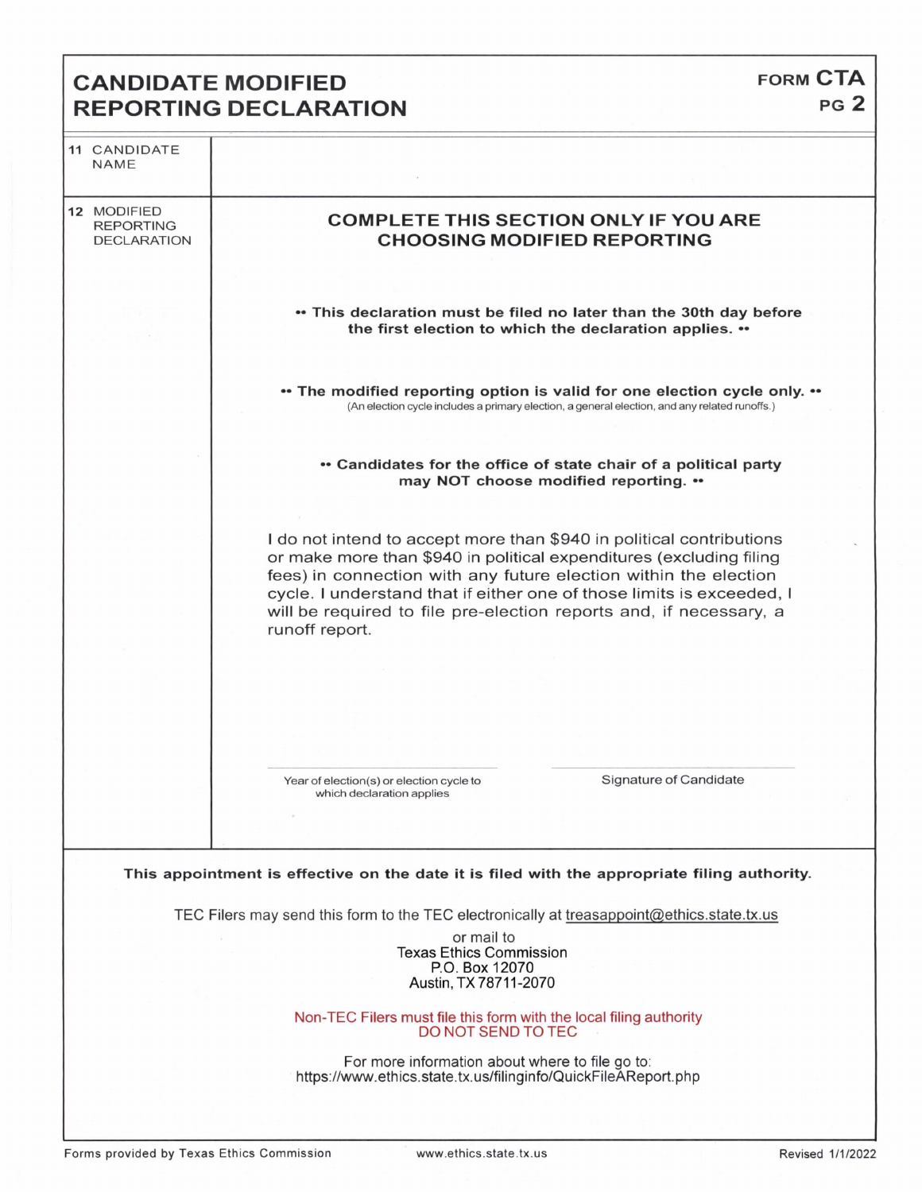# CANDIDATE MODIFIED REPORTING DECLARATION

**FORM CTA**
**PG 2**

| | |
|---|---|
| 11 CANDIDATE NAME | |
| 12 MODIFIED REPORTING DECLARATION | **COMPLETE THIS SECTION ONLY IF YOU ARE CHOOSING MODIFIED REPORTING** |

**•• This declaration must be filed no later than the 30th day before the first election to which the declaration applies. ••**

**•• The modified reporting option is valid for one election cycle only. ••**
(An election cycle includes a primary election, a general election, and any related runoffs.)

**•• Candidates for the office of state chair of a political party may NOT choose modified reporting. ••**

I do not intend to accept more than $940 in political contributions or make more than $940 in political expenditures (excluding filing fees) in connection with any future election within the election cycle. I understand that if either one of those limits is exceeded, I will be required to file pre-election reports and, if necessary, a runoff report.

______________________________
Year of election(s) or election cycle to which declaration applies

______________________________
Signature of Candidate

**This appointment is effective on the date it is filed with the appropriate filing authority.**

TEC Filers may send this form to the TEC electronically at treasappoint@ethics.state.tx.us

or mail to
Texas Ethics Commission
P.O. Box 12070
Austin, TX 78711-2070

Non-TEC Filers must file this form with the local filing authority
DO NOT SEND TO TEC

For more information about where to file go to:
https://www.ethics.state.tx.us/filinginfo/QuickFileAReport.php